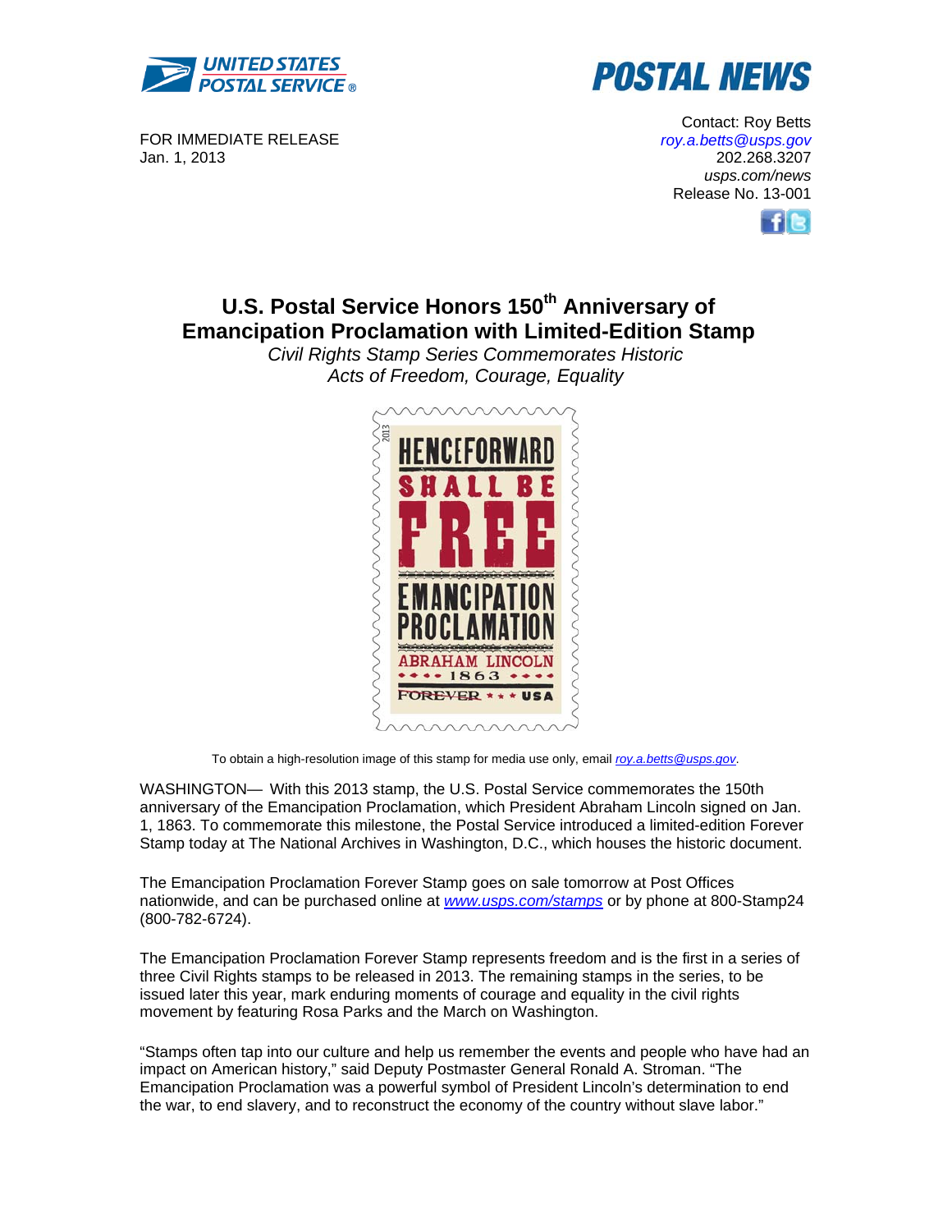UNITED STATES POSTAL SERVICE

# POSTAL NEWS

FOR IMMEDIATE RELEASE
Jan. 1, 2013

Contact: Roy Betts
roy.a.betts@usps.gov
202.268.3207
usps.com/news
Release No. 13-001

## U.S. Postal Service Honors 150th Anniversary of Emancipation Proclamation with Limited-Edition Stamp

*Civil Rights Stamp Series Commemorates Historic Acts of Freedom, Courage, Equality*

To obtain a high-resolution image of this stamp for media use only, email roy.a.betts@usps.gov.

WASHINGTON— With this 2013 stamp, the U.S. Postal Service commemorates the 150th anniversary of the Emancipation Proclamation, which President Abraham Lincoln signed on Jan. 1, 1863. To commemorate this milestone, the Postal Service introduced a limited-edition Forever Stamp today at The National Archives in Washington, D.C., which houses the historic document.

The Emancipation Proclamation Forever Stamp goes on sale tomorrow at Post Offices nationwide, and can be purchased online at www.usps.com/stamps or by phone at 800-Stamp24 (800-782-6724).

The Emancipation Proclamation Forever Stamp represents freedom and is the first in a series of three Civil Rights stamps to be released in 2013. The remaining stamps in the series, to be issued later this year, mark enduring moments of courage and equality in the civil rights movement by featuring Rosa Parks and the March on Washington.

"Stamps often tap into our culture and help us remember the events and people who have had an impact on American history," said Deputy Postmaster General Ronald A. Stroman. "The Emancipation Proclamation was a powerful symbol of President Lincoln's determination to end the war, to end slavery, and to reconstruct the economy of the country without slave labor."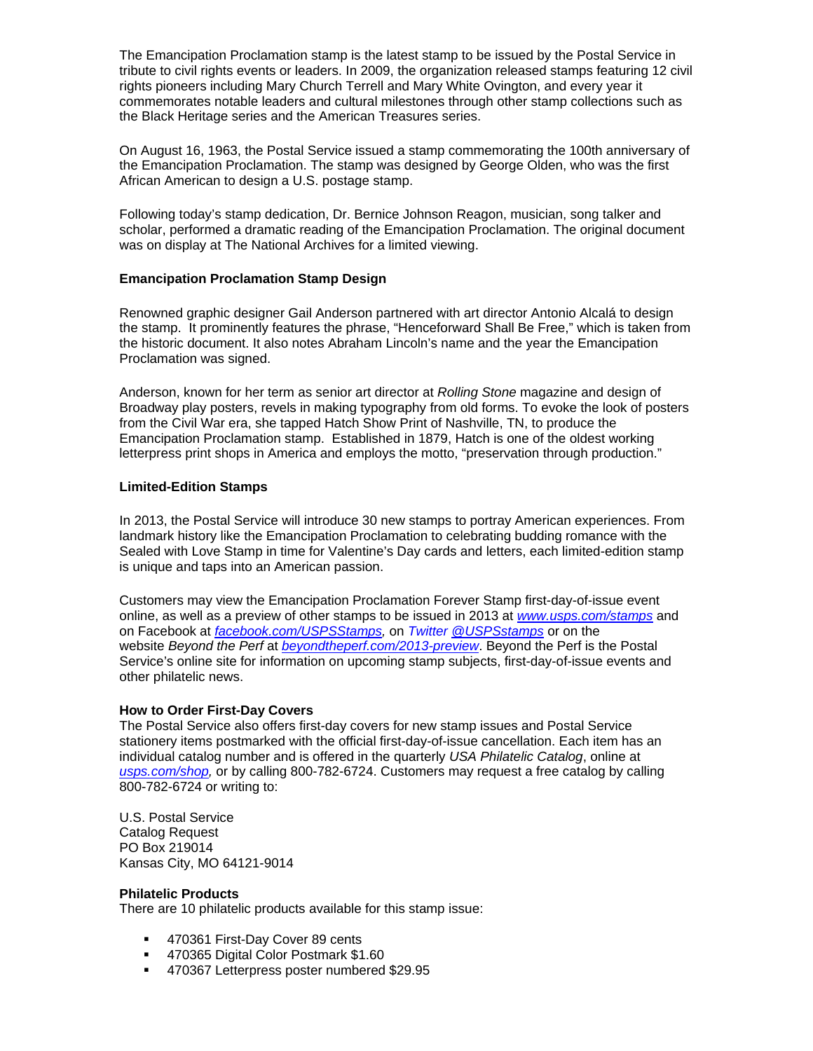The Emancipation Proclamation stamp is the latest stamp to be issued by the Postal Service in tribute to civil rights events or leaders. In 2009, the organization released stamps featuring 12 civil rights pioneers including Mary Church Terrell and Mary White Ovington, and every year it commemorates notable leaders and cultural milestones through other stamp collections such as the Black Heritage series and the American Treasures series.

On August 16, 1963, the Postal Service issued a stamp commemorating the 100th anniversary of the Emancipation Proclamation. The stamp was designed by George Olden, who was the first African American to design a U.S. postage stamp.

Following today's stamp dedication, Dr. Bernice Johnson Reagon, musician, song talker and scholar, performed a dramatic reading of the Emancipation Proclamation. The original document was on display at The National Archives for a limited viewing.

**Emancipation Proclamation Stamp Design**

Renowned graphic designer Gail Anderson partnered with art director Antonio Alcalá to design the stamp. It prominently features the phrase, "Henceforward Shall Be Free," which is taken from the historic document. It also notes Abraham Lincoln's name and the year the Emancipation Proclamation was signed.

Anderson, known for her term as senior art director at *Rolling Stone* magazine and design of Broadway play posters, revels in making typography from old forms. To evoke the look of posters from the Civil War era, she tapped Hatch Show Print of Nashville, TN, to produce the Emancipation Proclamation stamp. Established in 1879, Hatch is one of the oldest working letterpress print shops in America and employs the motto, "preservation through production."

**Limited-Edition Stamps**

In 2013, the Postal Service will introduce 30 new stamps to portray American experiences. From landmark history like the Emancipation Proclamation to celebrating budding romance with the Sealed with Love Stamp in time for Valentine's Day cards and letters, each limited-edition stamp is unique and taps into an American passion.

Customers may view the Emancipation Proclamation Forever Stamp first-day-of-issue event online, as well as a preview of other stamps to be issued in 2013 at *www.usps.com/stamps* and on Facebook at *facebook.com/USPSStamps*, on *Twitter @USPSstamps* or on the website *Beyond the Perf* at *beyondtheperf.com/2013-preview*. Beyond the Perf is the Postal Service's online site for information on upcoming stamp subjects, first-day-of-issue events and other philatelic news.

**How to Order First-Day Covers**

The Postal Service also offers first-day covers for new stamp issues and Postal Service stationery items postmarked with the official first-day-of-issue cancellation. Each item has an individual catalog number and is offered in the quarterly *USA Philatelic Catalog*, online at *usps.com/shop,* or by calling 800-782-6724. Customers may request a free catalog by calling 800-782-6724 or writing to:

U.S. Postal Service
Catalog Request
PO Box 219014
Kansas City, MO 64121-9014

**Philatelic Products**

There are 10 philatelic products available for this stamp issue:

- 470361 First-Day Cover 89 cents
- 470365 Digital Color Postmark $1.60
- 470367 Letterpress poster numbered $29.95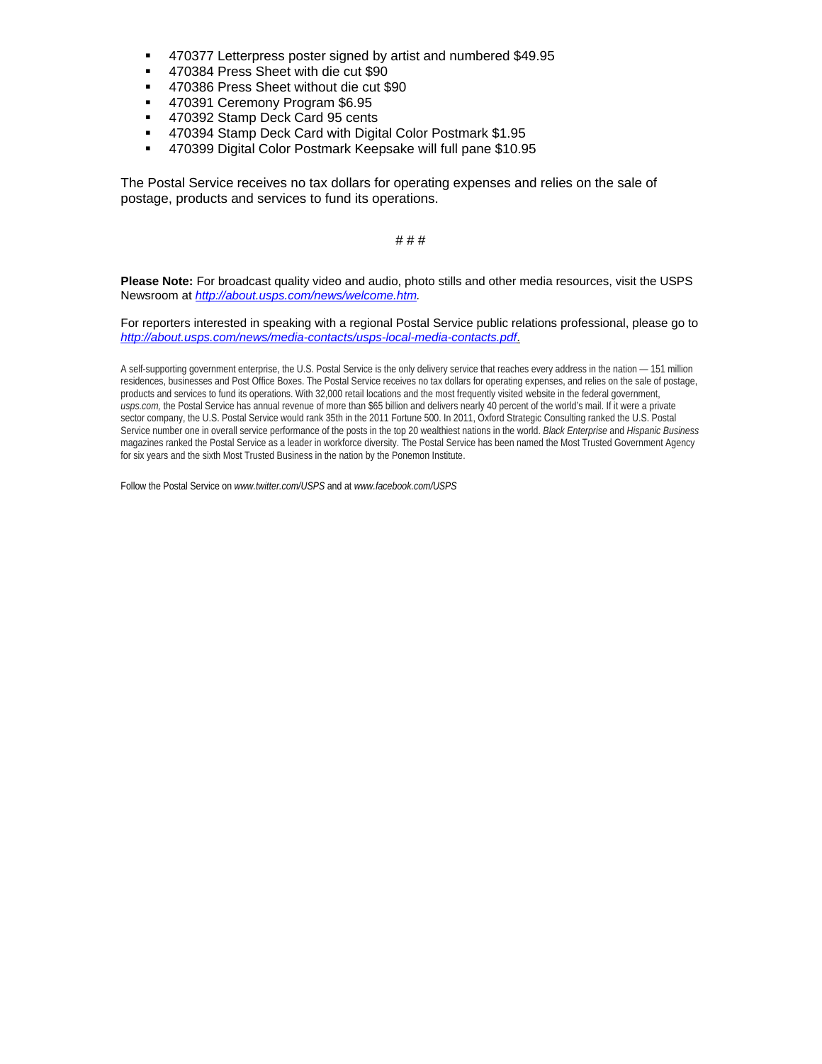- 470377 Letterpress poster signed by artist and numbered $49.95
- 470384 Press Sheet with die cut $90
- 470386 Press Sheet without die cut $90
- 470391 Ceremony Program $6.95
- 470392 Stamp Deck Card 95 cents
- 470394 Stamp Deck Card with Digital Color Postmark $1.95
- 470399 Digital Color Postmark Keepsake will full pane $10.95

The Postal Service receives no tax dollars for operating expenses and relies on the sale of postage, products and services to fund its operations.

# # #

**Please Note:** For broadcast quality video and audio, photo stills and other media resources, visit the USPS Newsroom at *http://about.usps.com/news/welcome.htm.*

For reporters interested in speaking with a regional Postal Service public relations professional, please go to *http://about.usps.com/news/media-contacts/usps-local-media-contacts.pdf.*

A self-supporting government enterprise, the U.S. Postal Service is the only delivery service that reaches every address in the nation — 151 million residences, businesses and Post Office Boxes. The Postal Service receives no tax dollars for operating expenses, and relies on the sale of postage, products and services to fund its operations. With 32,000 retail locations and the most frequently visited website in the federal government, *usps.com,* the Postal Service has annual revenue of more than $65 billion and delivers nearly 40 percent of the world's mail. If it were a private sector company, the U.S. Postal Service would rank 35th in the 2011 Fortune 500. In 2011, Oxford Strategic Consulting ranked the U.S. Postal Service number one in overall service performance of the posts in the top 20 wealthiest nations in the world. *Black Enterprise* and *Hispanic Business* magazines ranked the Postal Service as a leader in workforce diversity. The Postal Service has been named the Most Trusted Government Agency for six years and the sixth Most Trusted Business in the nation by the Ponemon Institute.

Follow the Postal Service on *www.twitter.com/USPS* and at *www.facebook.com/USPS*